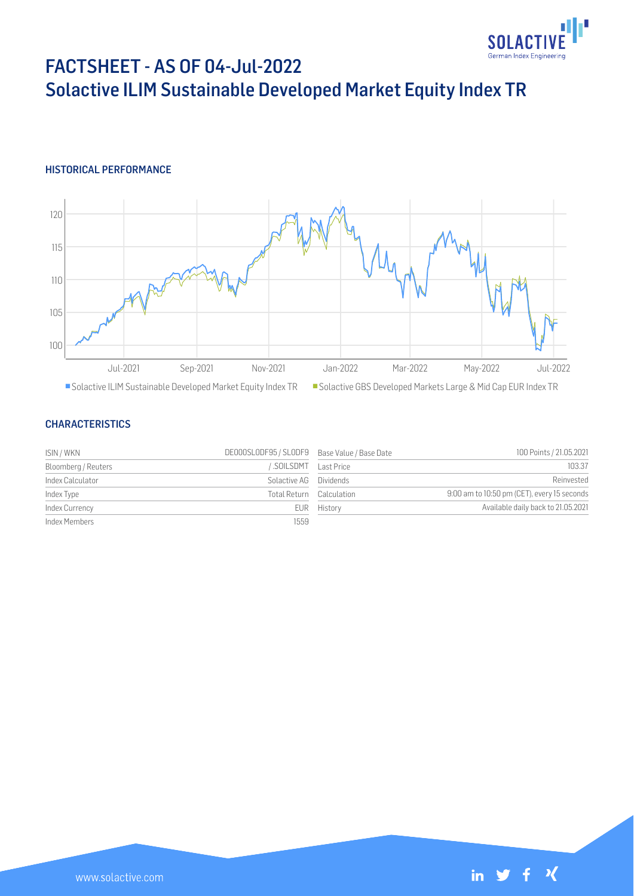# FACTSHEET - AS OF 04-Jul-2022
## Solactive ILIM Sustainable Developed Market Equity Index TR

### HISTORICAL PERFORMANCE

■ Solactive ILIM Sustainable Developed Market Equity Index TR ■ Solactive GBS Developed Markets Large & Mid Cap EUR Index TR

### CHARACTERISTICS

| | | | |
|---|---|---|---|
| ISIN / WKN | DE000SL0DF95 / SL0DF9 | Base Value / Base Date | 100 Points / 21.05.2021 |
| Bloomberg / Reuters | / .SOILSDMT | Last Price | 103.37 |
| Index Calculator | Solactive AG | Dividends | Reinvested |
| Index Type | Total Return | Calculation | 9:00 am to 10:50 pm (CET), every 15 seconds |
| Index Currency | EUR | History | Available daily back to 21.05.2021 |
| Index Members | 1559 | | |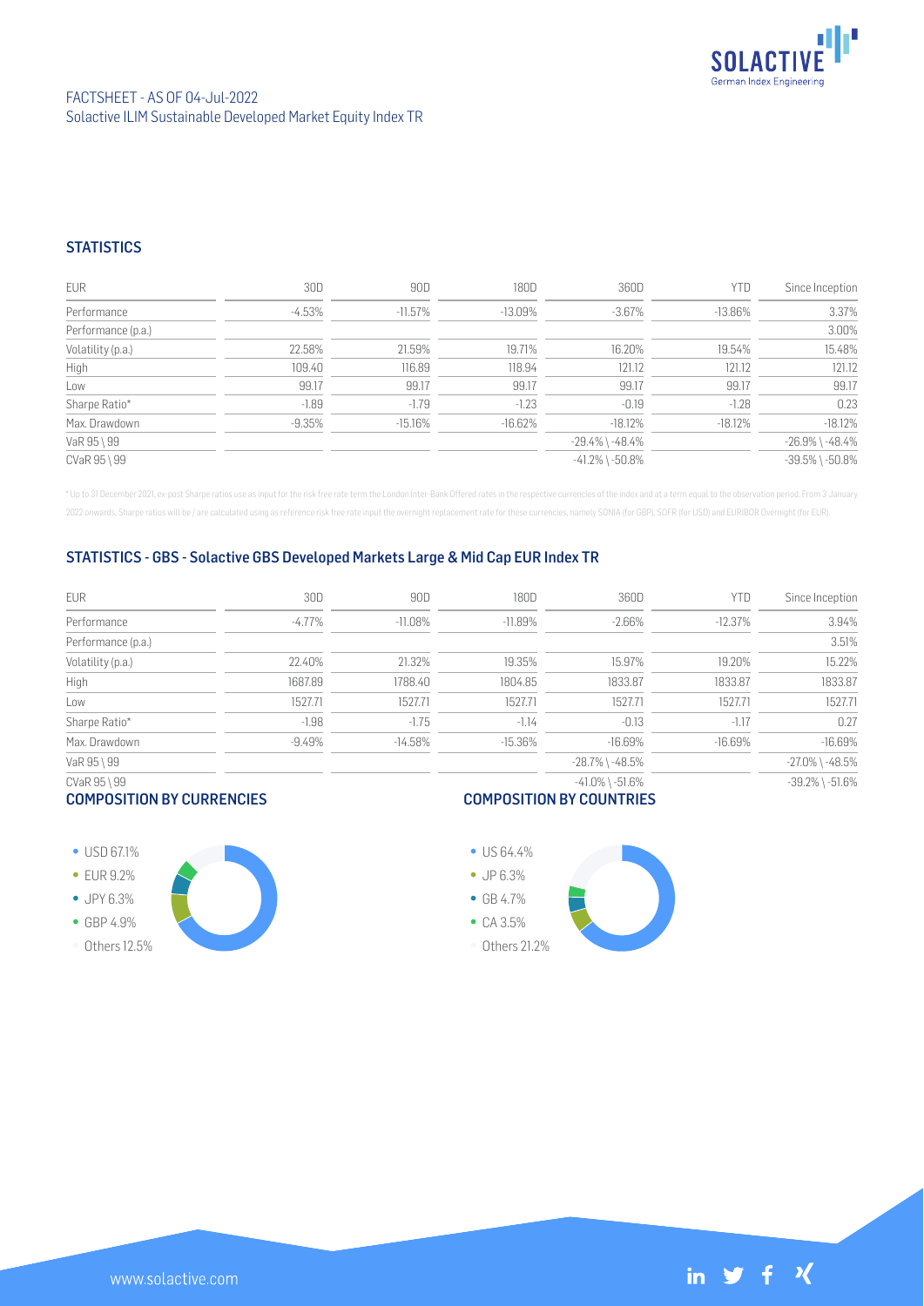FACTSHEET - AS OF 04-Jul-2022
Solactive ILIM Sustainable Developed Market Equity Index TR

## STATISTICS

| EUR | 30D | 90D | 180D | 360D | YTD | Since Inception |
|---|---|---|---|---|---|---|
| Performance | -4.53% | -11.57% | -13.09% | -3.67% | -13.86% | 3.37% |
| Performance (p.a.) | | | | | | 3.00% |
| Volatility (p.a.) | 22.58% | 21.59% | 19.71% | 16.20% | 19.54% | 15.48% |
| High | 109.40 | 116.89 | 118.94 | 121.12 | 121.12 | 121.12 |
| Low | 99.17 | 99.17 | 99.17 | 99.17 | 99.17 | 99.17 |
| Sharpe Ratio* | -1.89 | -1.79 | -1.23 | -0.19 | -1.28 | 0.23 |
| Max. Drawdown | -9.35% | -15.16% | -16.62% | -18.12% | -18.12% | -18.12% |
| VaR 95 \ 99 | | | | -29.4% \ -48.4% | | -26.9% \ -48.4% |
| CVaR 95 \ 99 | | | | -41.2% \ -50.8% | | -39.5% \ -50.8% |

\* Up to 31 December 2021, ex-post Sharpe ratios use as input for the risk free rate term the London Inter-Bank Offered rates in the respective currencies of the index and at a term equal to the observation period. From 3 January 2022 onwards, Sharpe ratios will be / are calculated using as reference risk free rate input the overnight replacement rate for these currencies, namely SONIA (for GBP), SOFR (for USD) and EURIBOR Overnight (for EUR).

## STATISTICS - GBS - Solactive GBS Developed Markets Large & Mid Cap EUR Index TR

| EUR | 30D | 90D | 180D | 360D | YTD | Since Inception |
|---|---|---|---|---|---|---|
| Performance | -4.77% | -11.08% | -11.89% | -2.66% | -12.37% | 3.94% |
| Performance (p.a.) | | | | | | 3.51% |
| Volatility (p.a.) | 22.40% | 21.32% | 19.35% | 15.97% | 19.20% | 15.22% |
| High | 1687.89 | 1788.40 | 1804.85 | 1833.87 | 1833.87 | 1833.87 |
| Low | 1527.71 | 1527.71 | 1527.71 | 1527.71 | 1527.71 | 1527.71 |
| Sharpe Ratio* | -1.98 | -1.75 | -1.14 | -0.13 | -1.17 | 0.27 |
| Max. Drawdown | -9.49% | -14.58% | -15.36% | -16.69% | -16.69% | -16.69% |
| VaR 95 \ 99 | | | | -28.7% \ -48.5% | | -27.0% \ -48.5% |
| CVaR 95 \ 99 | | | | -41.0% \ -51.6% | | -39.2% \ -51.6% |

## COMPOSITION BY CURRENCIES

- USD 67.1%
- EUR 9.2%
- JPY 6.3%
- GBP 4.9%
- Others 12.5%

## COMPOSITION BY COUNTRIES

- US 64.4%
- JP 6.3%
- GB 4.7%
- CA 3.5%
- Others 21.2%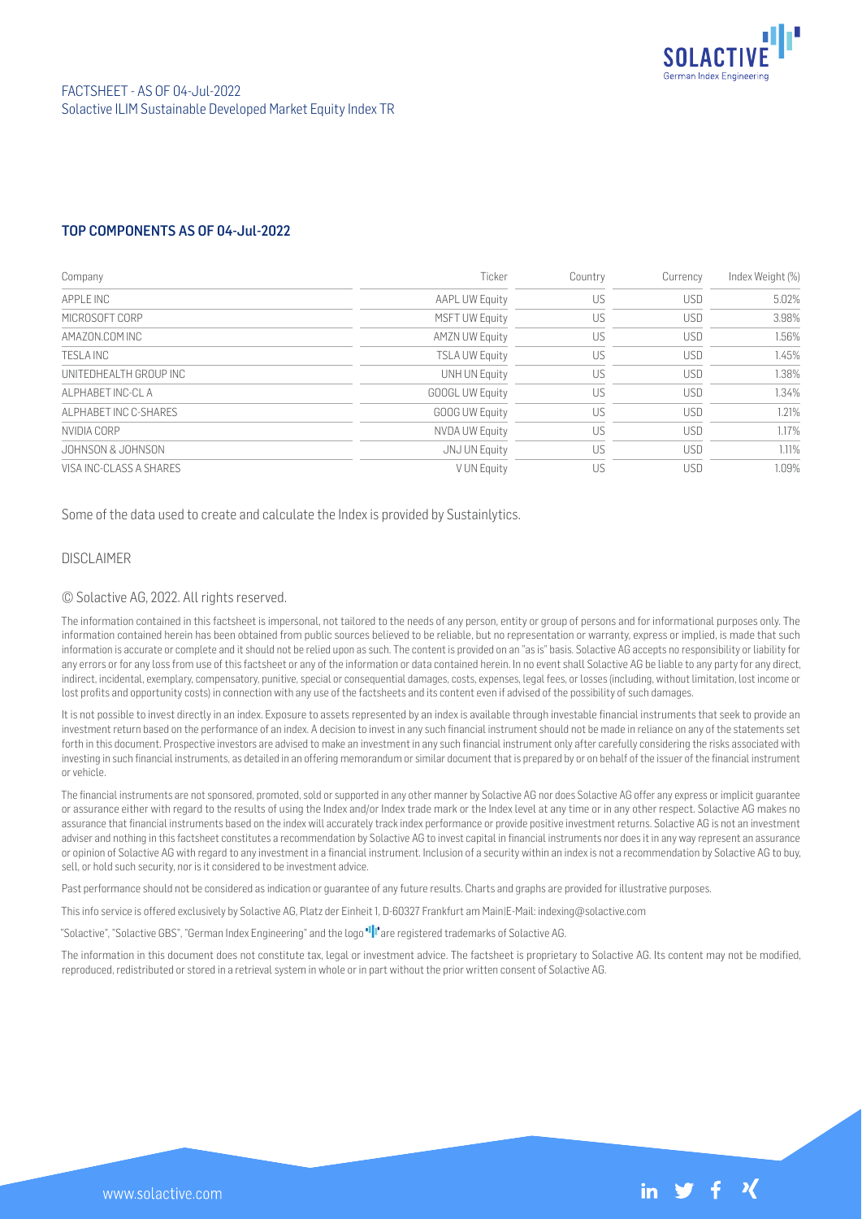## TOP COMPONENTS AS OF 04-Jul-2022

| Company | Ticker | Country | Currency | Index Weight (%) |
|---|---|---|---|---|
| APPLE INC | AAPL UW Equity | US | USD | 5.02% |
| MICROSOFT CORP | MSFT UW Equity | US | USD | 3.98% |
| AMAZON.COM INC | AMZN UW Equity | US | USD | 1.56% |
| TESLA INC | TSLA UW Equity | US | USD | 1.45% |
| UNITEDHEALTH GROUP INC | UNH UN Equity | US | USD | 1.38% |
| ALPHABET INC-CL A | GOOGL UW Equity | US | USD | 1.34% |
| ALPHABET INC C-SHARES | GOOG UW Equity | US | USD | 1.21% |
| NVIDIA CORP | NVDA UW Equity | US | USD | 1.17% |
| JOHNSON & JOHNSON | JNJ UN Equity | US | USD | 1.11% |
| VISA INC-CLASS A SHARES | V UN Equity | US | USD | 1.09% |

Some of the data used to create and calculate the Index is provided by Sustainlytics.

### DISCLAIMER

© Solactive AG, 2022. All rights reserved.

The information contained in this factsheet is impersonal, not tailored to the needs of any person, entity or group of persons and for informational purposes only. The information contained herein has been obtained from public sources believed to be reliable, but no representation or warranty, express or implied, is made that such information is accurate or complete and it should not be relied upon as such. The content is provided on an "as is" basis. Solactive AG accepts no responsibility or liability for any errors or for any loss from use of this factsheet or any of the information or data contained herein. In no event shall Solactive AG be liable to any party for any direct, indirect, incidental, exemplary, compensatory, punitive, special or consequential damages, costs, expenses, legal fees, or losses (including, without limitation, lost income or lost profits and opportunity costs) in connection with any use of the factsheets and its content even if advised of the possibility of such damages.

It is not possible to invest directly in an index. Exposure to assets represented by an index is available through investable financial instruments that seek to provide an investment return based on the performance of an index. A decision to invest in any such financial instrument should not be made in reliance on any of the statements set forth in this document. Prospective investors are advised to make an investment in any such financial instrument only after carefully considering the risks associated with investing in such financial instruments, as detailed in an offering memorandum or similar document that is prepared by or on behalf of the issuer of the financial instrument or vehicle.

The financial instruments are not sponsored, promoted, sold or supported in any other manner by Solactive AG nor does Solactive AG offer any express or implicit guarantee or assurance either with regard to the results of using the Index and/or Index trade mark or the Index level at any time or in any other respect. Solactive AG makes no assurance that financial instruments based on the index will accurately track index performance or provide positive investment returns. Solactive AG is not an investment adviser and nothing in this factsheet constitutes a recommendation by Solactive AG to invest capital in financial instruments nor does it in any way represent an assurance or opinion of Solactive AG with regard to any investment in a financial instrument. Inclusion of a security within an index is not a recommendation by Solactive AG to buy, sell, or hold such security, nor is it considered to be investment advice.

Past performance should not be considered as indication or guarantee of any future results. Charts and graphs are provided for illustrative purposes.

This info service is offered exclusively by Solactive AG, Platz der Einheit 1, D-60327 Frankfurt am Main|E-Mail: indexing@solactive.com

"Solactive", "Solactive GBS", "German Index Engineering" and the logo are registered trademarks of Solactive AG.

The information in this document does not constitute tax, legal or investment advice. The factsheet is proprietary to Solactive AG. Its content may not be modified, reproduced, redistributed or stored in a retrieval system in whole or in part without the prior written consent of Solactive AG.